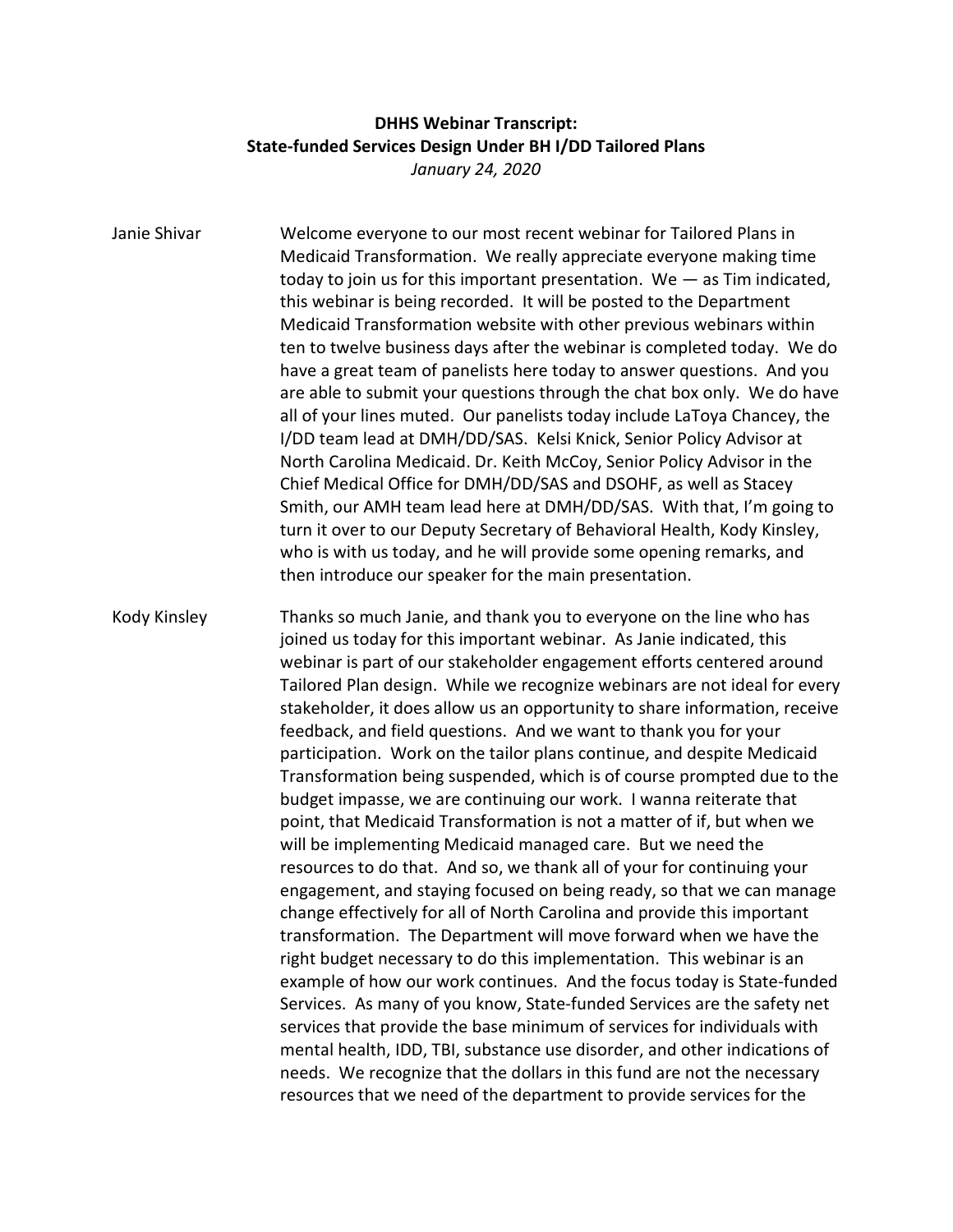**DHS Webinar Transcript:**
**State-funded Services Design Under BH I/DD Tailored Plans**
*January 24, 2020*

Janie Shivar: Welcome everyone to our most recent webinar for Tailored Plans in Medicaid Transformation. We really appreciate everyone making time today to join us for this important presentation. We — as Tim indicated, this webinar is being recorded. It will be posted to the Department Medicaid Transformation website with other previous webinars within ten to twelve business days after the webinar is completed today. We do have a great team of panelists here today to answer questions. And you are able to submit your questions through the chat box only. We do have all of your lines muted. Our panelists today include LaToya Chancey, the I/DD team lead at DMH/DD/SAS. Kelsi Knick, Senior Policy Advisor at North Carolina Medicaid. Dr. Keith McCoy, Senior Policy Advisor in the Chief Medical Office for DMH/DD/SAS and DSOHF, as well as Stacey Smith, our AMH team lead here at DMH/DD/SAS. With that, I'm going to turn it over to our Deputy Secretary of Behavioral Health, Kody Kinsley, who is with us today, and he will provide some opening remarks, and then introduce our speaker for the main presentation.

Kody Kinsley: Thanks so much Janie, and thank you to everyone on the line who has joined us today for this important webinar. As Janie indicated, this webinar is part of our stakeholder engagement efforts centered around Tailored Plan design. While we recognize webinars are not ideal for every stakeholder, it does allow us an opportunity to share information, receive feedback, and field questions. And we want to thank you for your participation. Work on the tailor plans continue, and despite Medicaid Transformation being suspended, which is of course prompted due to the budget impasse, we are continuing our work. I wanna reiterate that point, that Medicaid Transformation is not a matter of if, but when we will be implementing Medicaid managed care. But we need the resources to do that. And so, we thank all of your for continuing your engagement, and staying focused on being ready, so that we can manage change effectively for all of North Carolina and provide this important transformation. The Department will move forward when we have the right budget necessary to do this implementation. This webinar is an example of how our work continues. And the focus today is State-funded Services. As many of you know, State-funded Services are the safety net services that provide the base minimum of services for individuals with mental health, IDD, TBI, substance use disorder, and other indications of needs. We recognize that the dollars in this fund are not the necessary resources that we need of the department to provide services for the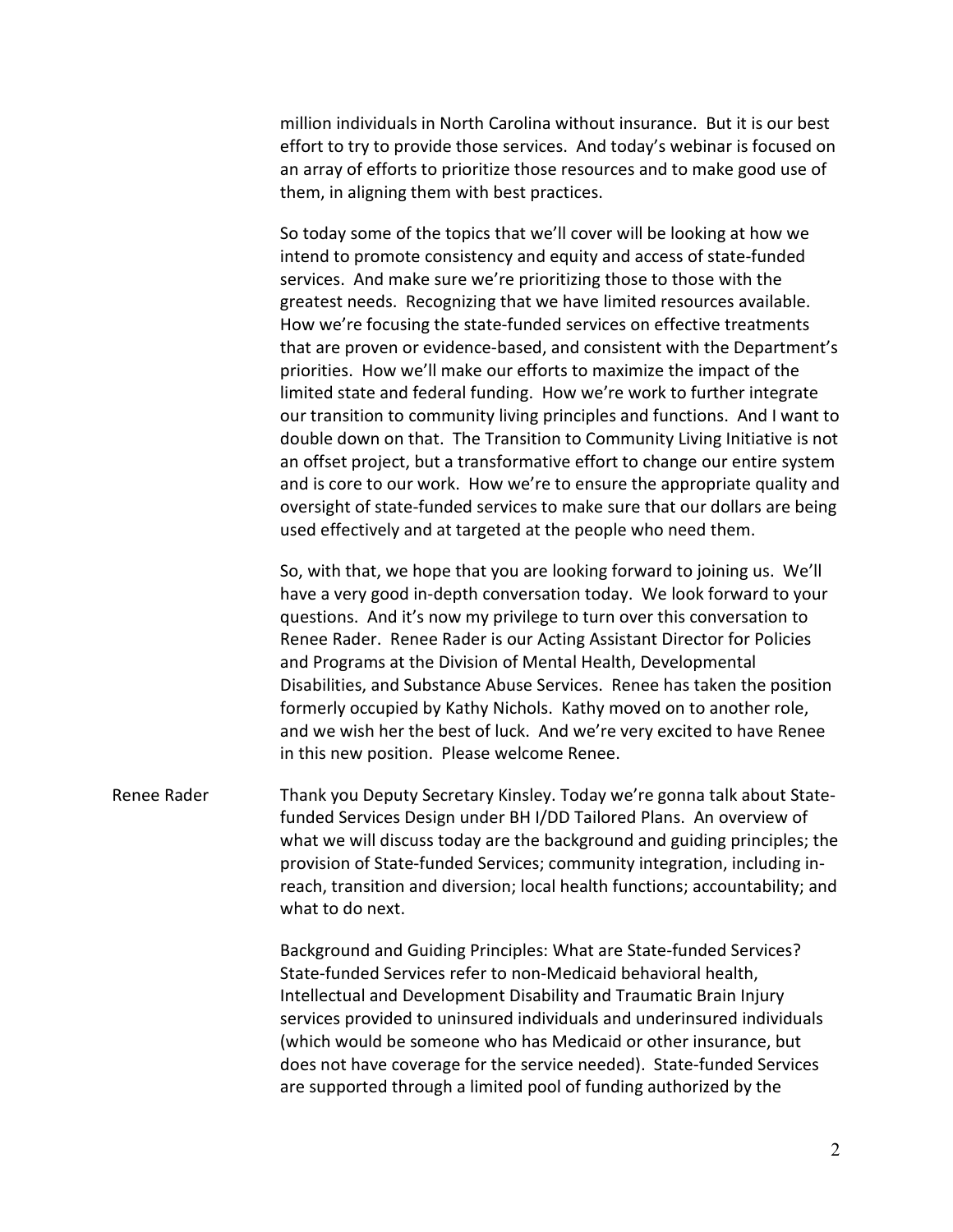million individuals in North Carolina without insurance. But it is our best effort to try to provide those services. And today's webinar is focused on an array of efforts to prioritize those resources and to make good use of them, in aligning them with best practices.

So today some of the topics that we'll cover will be looking at how we intend to promote consistency and equity and access of state-funded services. And make sure we're prioritizing those to those with the greatest needs. Recognizing that we have limited resources available. How we're focusing the state-funded services on effective treatments that are proven or evidence-based, and consistent with the Department's priorities. How we'll make our efforts to maximize the impact of the limited state and federal funding. How we're work to further integrate our transition to community living principles and functions. And I want to double down on that. The Transition to Community Living Initiative is not an offset project, but a transformative effort to change our entire system and is core to our work. How we're to ensure the appropriate quality and oversight of state-funded services to make sure that our dollars are being used effectively and at targeted at the people who need them.

So, with that, we hope that you are looking forward to joining us. We'll have a very good in-depth conversation today. We look forward to your questions. And it's now my privilege to turn over this conversation to Renee Rader. Renee Rader is our Acting Assistant Director for Policies and Programs at the Division of Mental Health, Developmental Disabilities, and Substance Abuse Services. Renee has taken the position formerly occupied by Kathy Nichols. Kathy moved on to another role, and we wish her the best of luck. And we're very excited to have Renee in this new position. Please welcome Renee.

Renee Rader: Thank you Deputy Secretary Kinsley. Today we're gonna talk about State-funded Services Design under BH I/DD Tailored Plans. An overview of what we will discuss today are the background and guiding principles; the provision of State-funded Services; community integration, including in-reach, transition and diversion; local health functions; accountability; and what to do next.

Background and Guiding Principles: What are State-funded Services? State-funded Services refer to non-Medicaid behavioral health, Intellectual and Development Disability and Traumatic Brain Injury services provided to uninsured individuals and underinsured individuals (which would be someone who has Medicaid or other insurance, but does not have coverage for the service needed). State-funded Services are supported through a limited pool of funding authorized by the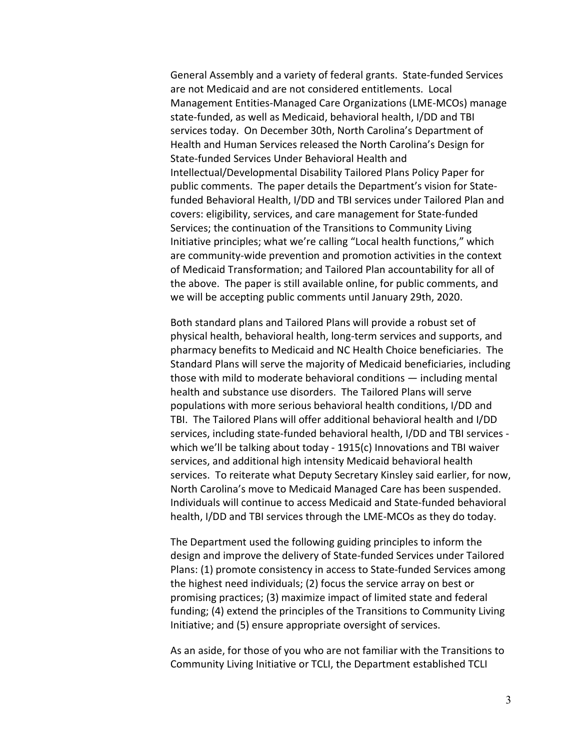General Assembly and a variety of federal grants. State-funded Services are not Medicaid and are not considered entitlements. Local Management Entities-Managed Care Organizations (LME-MCOs) manage state-funded, as well as Medicaid, behavioral health, I/DD and TBI services today. On December 30th, North Carolina's Department of Health and Human Services released the North Carolina's Design for State-funded Services Under Behavioral Health and Intellectual/Developmental Disability Tailored Plans Policy Paper for public comments. The paper details the Department's vision for State-funded Behavioral Health, I/DD and TBI services under Tailored Plan and covers: eligibility, services, and care management for State-funded Services; the continuation of the Transitions to Community Living Initiative principles; what we're calling "Local health functions," which are community-wide prevention and promotion activities in the context of Medicaid Transformation; and Tailored Plan accountability for all of the above. The paper is still available online, for public comments, and we will be accepting public comments until January 29th, 2020.

Both standard plans and Tailored Plans will provide a robust set of physical health, behavioral health, long-term services and supports, and pharmacy benefits to Medicaid and NC Health Choice beneficiaries. The Standard Plans will serve the majority of Medicaid beneficiaries, including those with mild to moderate behavioral conditions — including mental health and substance use disorders. The Tailored Plans will serve populations with more serious behavioral health conditions, I/DD and TBI. The Tailored Plans will offer additional behavioral health and I/DD services, including state-funded behavioral health, I/DD and TBI services - which we'll be talking about today - 1915(c) Innovations and TBI waiver services, and additional high intensity Medicaid behavioral health services. To reiterate what Deputy Secretary Kinsley said earlier, for now, North Carolina's move to Medicaid Managed Care has been suspended. Individuals will continue to access Medicaid and State-funded behavioral health, I/DD and TBI services through the LME-MCOs as they do today.

The Department used the following guiding principles to inform the design and improve the delivery of State-funded Services under Tailored Plans: (1) promote consistency in access to State-funded Services among the highest need individuals; (2) focus the service array on best or promising practices; (3) maximize impact of limited state and federal funding; (4) extend the principles of the Transitions to Community Living Initiative; and (5) ensure appropriate oversight of services.

As an aside, for those of you who are not familiar with the Transitions to Community Living Initiative or TCLI, the Department established TCLI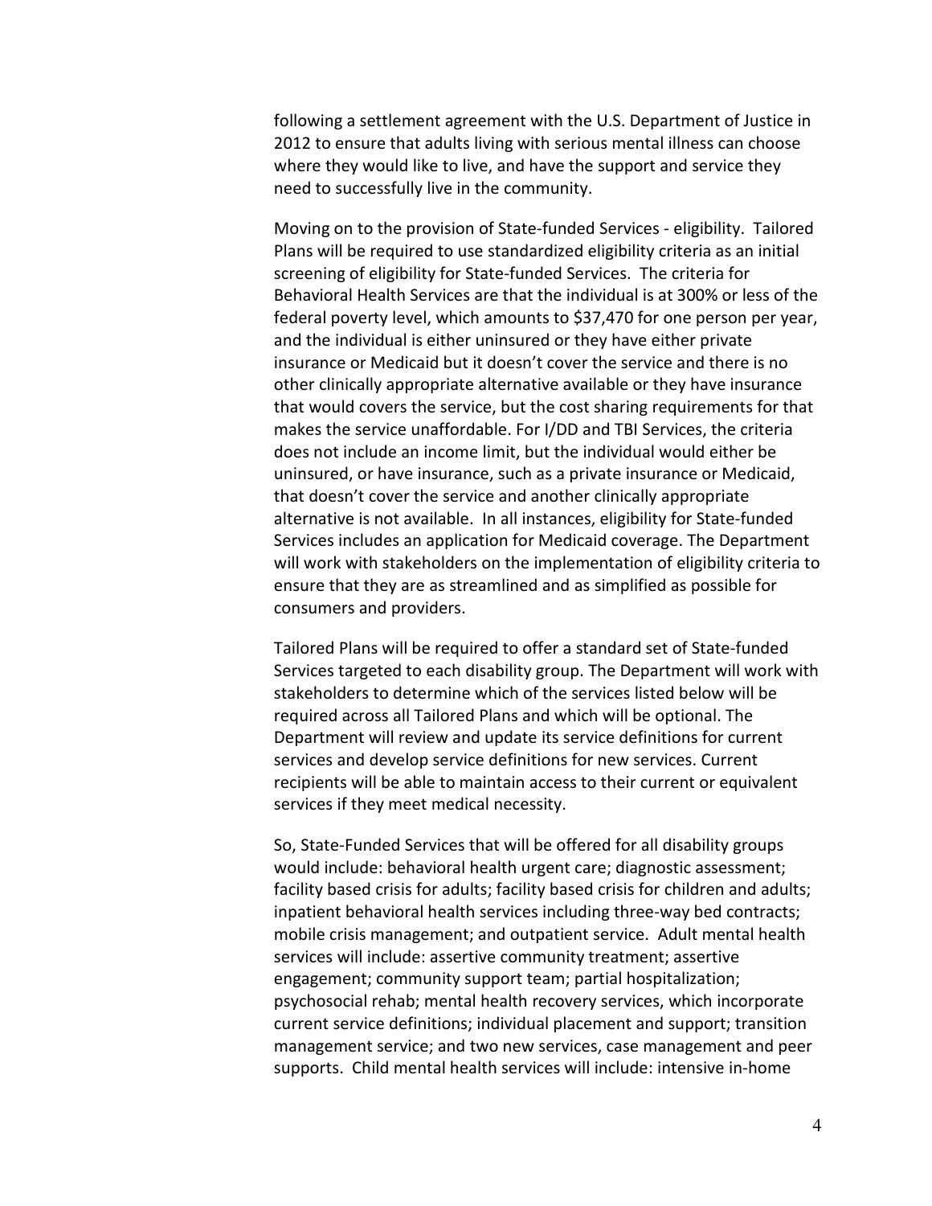following a settlement agreement with the U.S. Department of Justice in 2012 to ensure that adults living with serious mental illness can choose where they would like to live, and have the support and service they need to successfully live in the community.

Moving on to the provision of State-funded Services - eligibility. Tailored Plans will be required to use standardized eligibility criteria as an initial screening of eligibility for State-funded Services. The criteria for Behavioral Health Services are that the individual is at 300% or less of the federal poverty level, which amounts to $37,470 for one person per year, and the individual is either uninsured or they have either private insurance or Medicaid but it doesn't cover the service and there is no other clinically appropriate alternative available or they have insurance that would covers the service, but the cost sharing requirements for that makes the service unaffordable. For I/DD and TBI Services, the criteria does not include an income limit, but the individual would either be uninsured, or have insurance, such as a private insurance or Medicaid, that doesn't cover the service and another clinically appropriate alternative is not available. In all instances, eligibility for State-funded Services includes an application for Medicaid coverage. The Department will work with stakeholders on the implementation of eligibility criteria to ensure that they are as streamlined and as simplified as possible for consumers and providers.

Tailored Plans will be required to offer a standard set of State-funded Services targeted to each disability group. The Department will work with stakeholders to determine which of the services listed below will be required across all Tailored Plans and which will be optional. The Department will review and update its service definitions for current services and develop service definitions for new services. Current recipients will be able to maintain access to their current or equivalent services if they meet medical necessity.

So, State-Funded Services that will be offered for all disability groups would include: behavioral health urgent care; diagnostic assessment; facility based crisis for adults; facility based crisis for children and adults; inpatient behavioral health services including three-way bed contracts; mobile crisis management; and outpatient service. Adult mental health services will include: assertive community treatment; assertive engagement; community support team; partial hospitalization; psychosocial rehab; mental health recovery services, which incorporate current service definitions; individual placement and support; transition management service; and two new services, case management and peer supports. Child mental health services will include: intensive in-home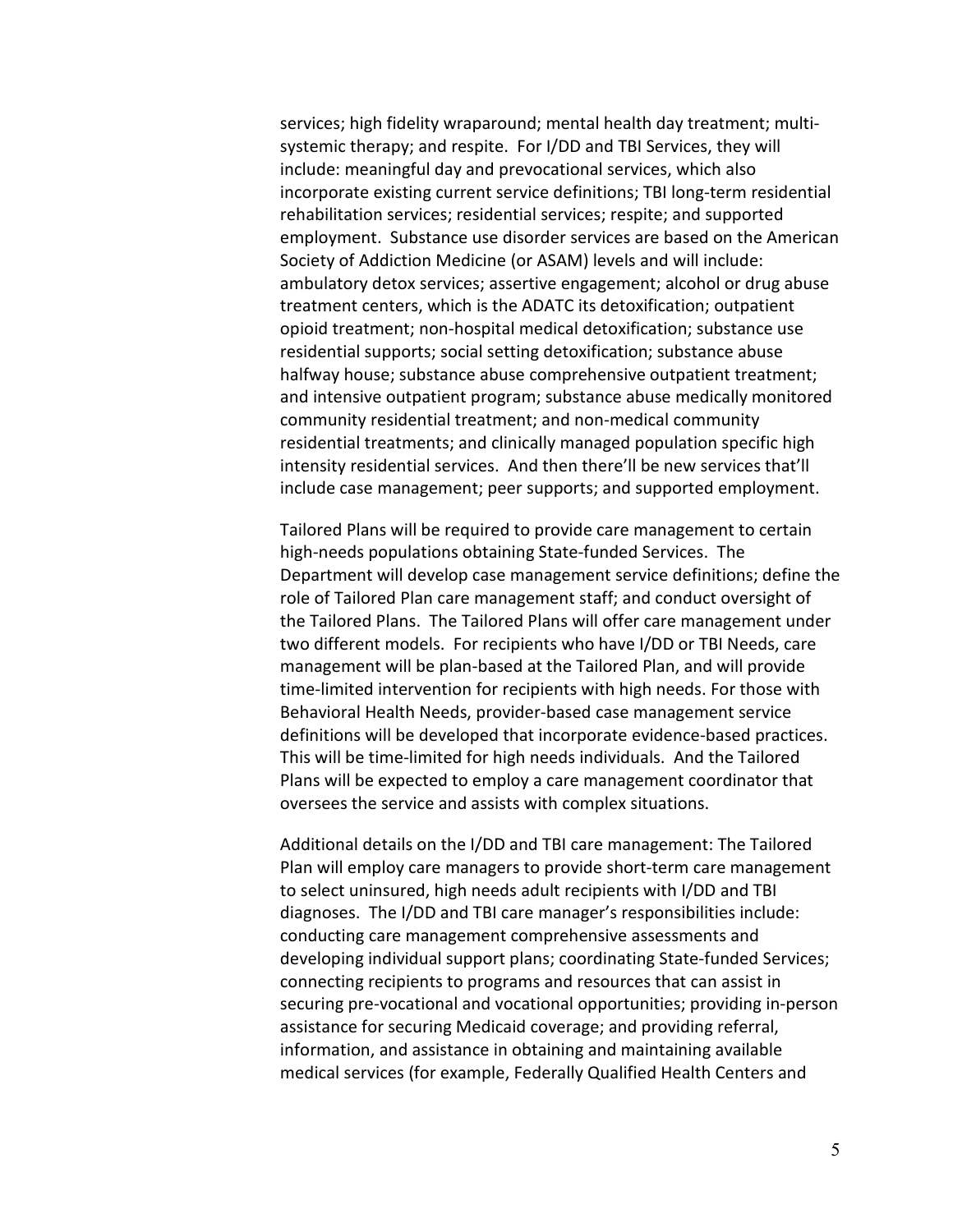services; high fidelity wraparound; mental health day treatment; multi-systemic therapy; and respite. For I/DD and TBI Services, they will include: meaningful day and prevocational services, which also incorporate existing current service definitions; TBI long-term residential rehabilitation services; residential services; respite; and supported employment. Substance use disorder services are based on the American Society of Addiction Medicine (or ASAM) levels and will include: ambulatory detox services; assertive engagement; alcohol or drug abuse treatment centers, which is the ADATC its detoxification; outpatient opioid treatment; non-hospital medical detoxification; substance use residential supports; social setting detoxification; substance abuse halfway house; substance abuse comprehensive outpatient treatment; and intensive outpatient program; substance abuse medically monitored community residential treatment; and non-medical community residential treatments; and clinically managed population specific high intensity residential services. And then there'll be new services that'll include case management; peer supports; and supported employment.

Tailored Plans will be required to provide care management to certain high-needs populations obtaining State-funded Services. The Department will develop case management service definitions; define the role of Tailored Plan care management staff; and conduct oversight of the Tailored Plans. The Tailored Plans will offer care management under two different models. For recipients who have I/DD or TBI Needs, care management will be plan-based at the Tailored Plan, and will provide time-limited intervention for recipients with high needs. For those with Behavioral Health Needs, provider-based case management service definitions will be developed that incorporate evidence-based practices. This will be time-limited for high needs individuals. And the Tailored Plans will be expected to employ a care management coordinator that oversees the service and assists with complex situations.

Additional details on the I/DD and TBI care management: The Tailored Plan will employ care managers to provide short-term care management to select uninsured, high needs adult recipients with I/DD and TBI diagnoses. The I/DD and TBI care manager's responsibilities include: conducting care management comprehensive assessments and developing individual support plans; coordinating State-funded Services; connecting recipients to programs and resources that can assist in securing pre-vocational and vocational opportunities; providing in-person assistance for securing Medicaid coverage; and providing referral, information, and assistance in obtaining and maintaining available medical services (for example, Federally Qualified Health Centers and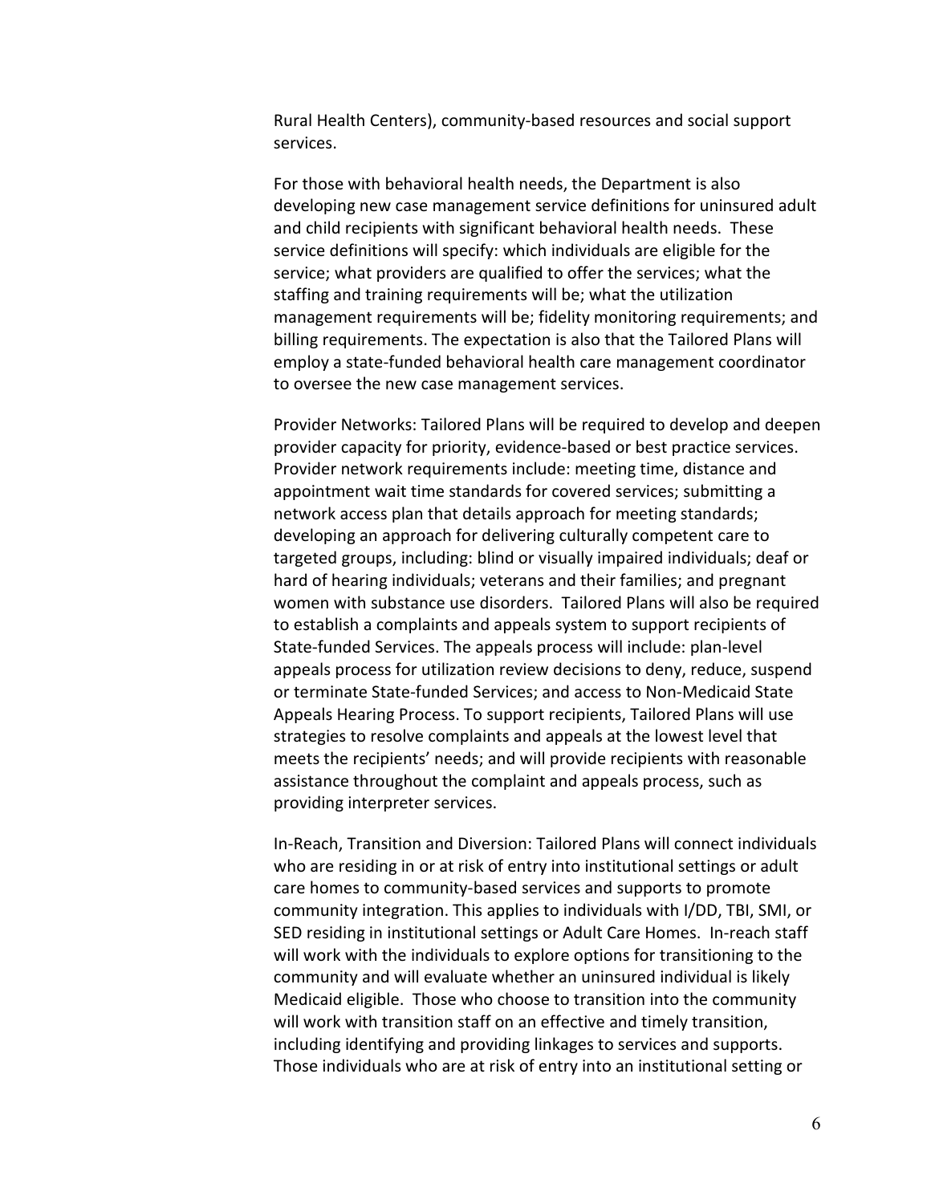Rural Health Centers), community-based resources and social support services.

For those with behavioral health needs, the Department is also developing new case management service definitions for uninsured adult and child recipients with significant behavioral health needs. These service definitions will specify: which individuals are eligible for the service; what providers are qualified to offer the services; what the staffing and training requirements will be; what the utilization management requirements will be; fidelity monitoring requirements; and billing requirements. The expectation is also that the Tailored Plans will employ a state-funded behavioral health care management coordinator to oversee the new case management services.

Provider Networks: Tailored Plans will be required to develop and deepen provider capacity for priority, evidence-based or best practice services. Provider network requirements include: meeting time, distance and appointment wait time standards for covered services; submitting a network access plan that details approach for meeting standards; developing an approach for delivering culturally competent care to targeted groups, including: blind or visually impaired individuals; deaf or hard of hearing individuals; veterans and their families; and pregnant women with substance use disorders. Tailored Plans will also be required to establish a complaints and appeals system to support recipients of State-funded Services. The appeals process will include: plan-level appeals process for utilization review decisions to deny, reduce, suspend or terminate State-funded Services; and access to Non-Medicaid State Appeals Hearing Process. To support recipients, Tailored Plans will use strategies to resolve complaints and appeals at the lowest level that meets the recipients' needs; and will provide recipients with reasonable assistance throughout the complaint and appeals process, such as providing interpreter services.

In-Reach, Transition and Diversion: Tailored Plans will connect individuals who are residing in or at risk of entry into institutional settings or adult care homes to community-based services and supports to promote community integration. This applies to individuals with I/DD, TBI, SMI, or SED residing in institutional settings or Adult Care Homes. In-reach staff will work with the individuals to explore options for transitioning to the community and will evaluate whether an uninsured individual is likely Medicaid eligible. Those who choose to transition into the community will work with transition staff on an effective and timely transition, including identifying and providing linkages to services and supports. Those individuals who are at risk of entry into an institutional setting or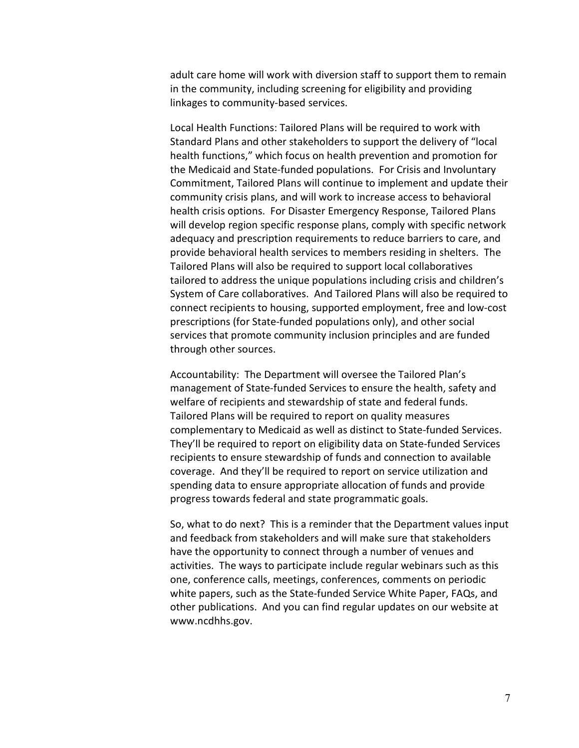adult care home will work with diversion staff to support them to remain in the community, including screening for eligibility and providing linkages to community-based services.

Local Health Functions: Tailored Plans will be required to work with Standard Plans and other stakeholders to support the delivery of "local health functions," which focus on health prevention and promotion for the Medicaid and State-funded populations. For Crisis and Involuntary Commitment, Tailored Plans will continue to implement and update their community crisis plans, and will work to increase access to behavioral health crisis options. For Disaster Emergency Response, Tailored Plans will develop region specific response plans, comply with specific network adequacy and prescription requirements to reduce barriers to care, and provide behavioral health services to members residing in shelters. The Tailored Plans will also be required to support local collaboratives tailored to address the unique populations including crisis and children's System of Care collaboratives. And Tailored Plans will also be required to connect recipients to housing, supported employment, free and low-cost prescriptions (for State-funded populations only), and other social services that promote community inclusion principles and are funded through other sources.

Accountability: The Department will oversee the Tailored Plan's management of State-funded Services to ensure the health, safety and welfare of recipients and stewardship of state and federal funds. Tailored Plans will be required to report on quality measures complementary to Medicaid as well as distinct to State-funded Services. They'll be required to report on eligibility data on State-funded Services recipients to ensure stewardship of funds and connection to available coverage. And they'll be required to report on service utilization and spending data to ensure appropriate allocation of funds and provide progress towards federal and state programmatic goals.

So, what to do next? This is a reminder that the Department values input and feedback from stakeholders and will make sure that stakeholders have the opportunity to connect through a number of venues and activities. The ways to participate include regular webinars such as this one, conference calls, meetings, conferences, comments on periodic white papers, such as the State-funded Service White Paper, FAQs, and other publications. And you can find regular updates on our website at www.ncdhhs.gov.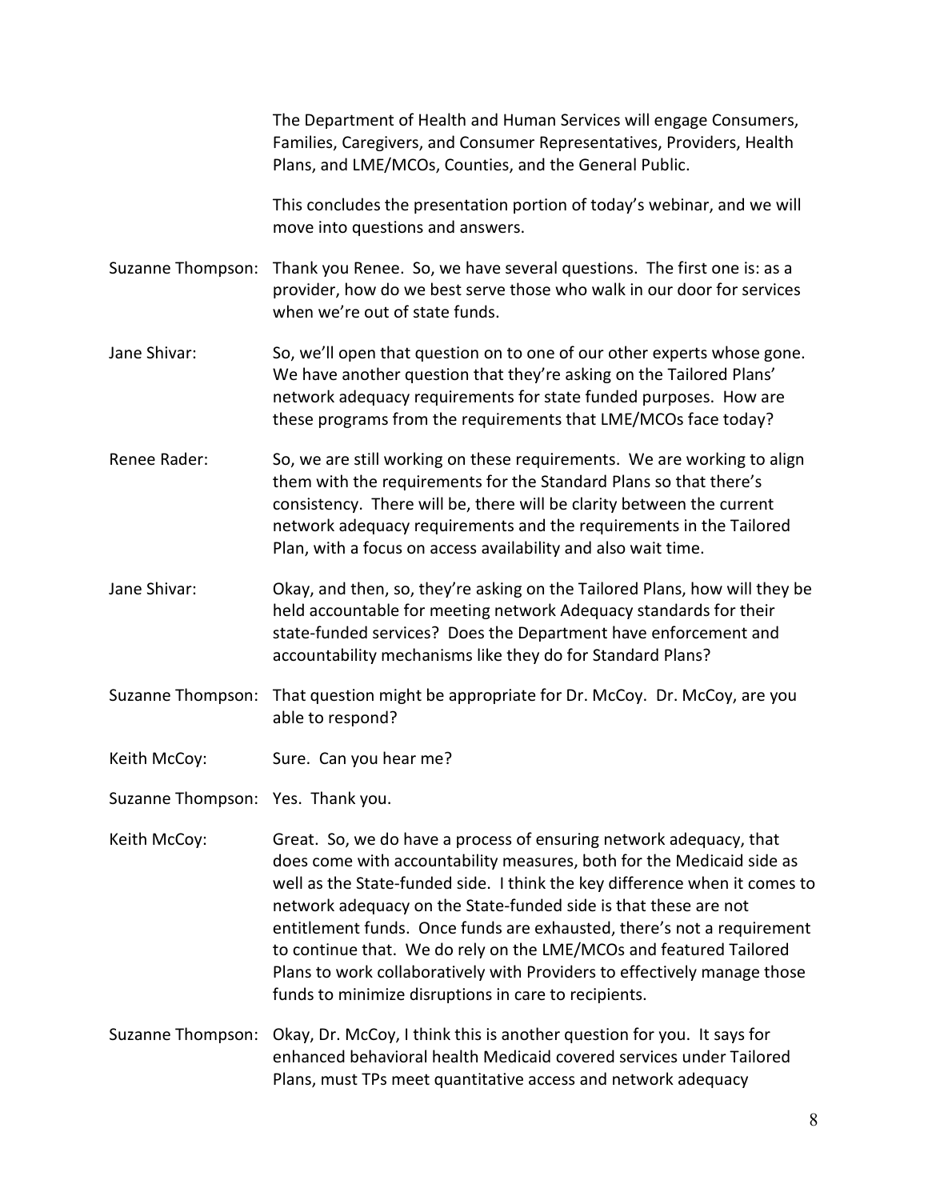The Department of Health and Human Services will engage Consumers, Families, Caregivers, and Consumer Representatives, Providers, Health Plans, and LME/MCOs, Counties, and the General Public.

This concludes the presentation portion of today's webinar, and we will move into questions and answers.

Suzanne Thompson: Thank you Renee. So, we have several questions. The first one is: as a provider, how do we best serve those who walk in our door for services when we're out of state funds.

Jane Shivar: So, we'll open that question on to one of our other experts whose gone. We have another question that they're asking on the Tailored Plans' network adequacy requirements for state funded purposes. How are these programs from the requirements that LME/MCOs face today?

Renee Rader: So, we are still working on these requirements. We are working to align them with the requirements for the Standard Plans so that there's consistency. There will be, there will be clarity between the current network adequacy requirements and the requirements in the Tailored Plan, with a focus on access availability and also wait time.

Jane Shivar: Okay, and then, so, they're asking on the Tailored Plans, how will they be held accountable for meeting network Adequacy standards for their state-funded services? Does the Department have enforcement and accountability mechanisms like they do for Standard Plans?

Suzanne Thompson: That question might be appropriate for Dr. McCoy. Dr. McCoy, are you able to respond?

Keith McCoy: Sure. Can you hear me?

Suzanne Thompson: Yes. Thank you.

Keith McCoy: Great. So, we do have a process of ensuring network adequacy, that does come with accountability measures, both for the Medicaid side as well as the State-funded side. I think the key difference when it comes to network adequacy on the State-funded side is that these are not entitlement funds. Once funds are exhausted, there's not a requirement to continue that. We do rely on the LME/MCOs and featured Tailored Plans to work collaboratively with Providers to effectively manage those funds to minimize disruptions in care to recipients.

Suzanne Thompson: Okay, Dr. McCoy, I think this is another question for you. It says for enhanced behavioral health Medicaid covered services under Tailored Plans, must TPs meet quantitative access and network adequacy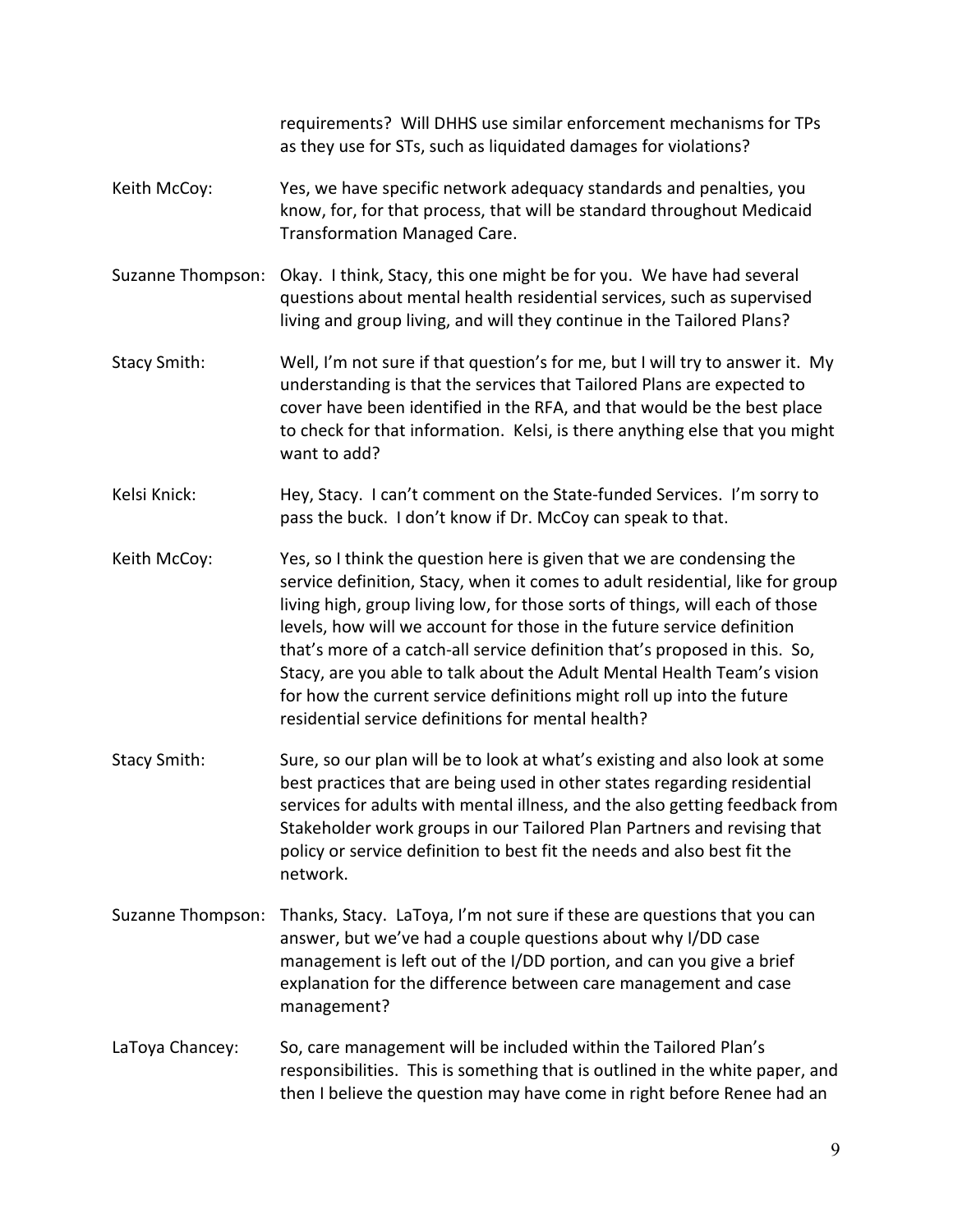requirements? Will DHHS use similar enforcement mechanisms for TPs as they use for STs, such as liquidated damages for violations?

Keith McCoy: Yes, we have specific network adequacy standards and penalties, you know, for, for that process, that will be standard throughout Medicaid Transformation Managed Care.

Suzanne Thompson: Okay. I think, Stacy, this one might be for you. We have had several questions about mental health residential services, such as supervised living and group living, and will they continue in the Tailored Plans?

Stacy Smith: Well, I'm not sure if that question's for me, but I will try to answer it. My understanding is that the services that Tailored Plans are expected to cover have been identified in the RFA, and that would be the best place to check for that information. Kelsi, is there anything else that you might want to add?

Kelsi Knick: Hey, Stacy. I can't comment on the State-funded Services. I'm sorry to pass the buck. I don't know if Dr. McCoy can speak to that.

Keith McCoy: Yes, so I think the question here is given that we are condensing the service definition, Stacy, when it comes to adult residential, like for group living high, group living low, for those sorts of things, will each of those levels, how will we account for those in the future service definition that's more of a catch-all service definition that's proposed in this. So, Stacy, are you able to talk about the Adult Mental Health Team's vision for how the current service definitions might roll up into the future residential service definitions for mental health?

Stacy Smith: Sure, so our plan will be to look at what's existing and also look at some best practices that are being used in other states regarding residential services for adults with mental illness, and the also getting feedback from Stakeholder work groups in our Tailored Plan Partners and revising that policy or service definition to best fit the needs and also best fit the network.

Suzanne Thompson: Thanks, Stacy. LaToya, I'm not sure if these are questions that you can answer, but we've had a couple questions about why I/DD case management is left out of the I/DD portion, and can you give a brief explanation for the difference between care management and case management?

LaToya Chancey: So, care management will be included within the Tailored Plan's responsibilities. This is something that is outlined in the white paper, and then I believe the question may have come in right before Renee had an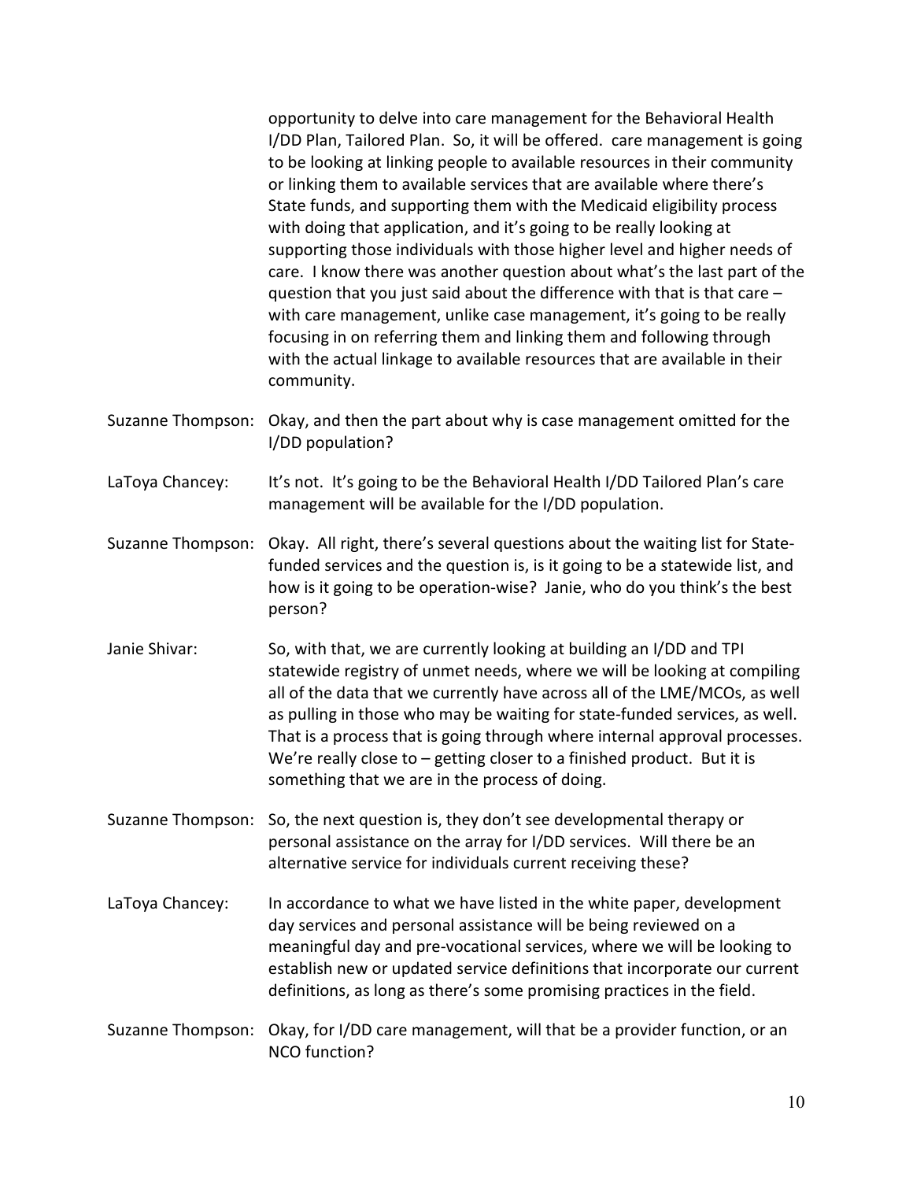opportunity to delve into care management for the Behavioral Health I/DD Plan, Tailored Plan. So, it will be offered. care management is going to be looking at linking people to available resources in their community or linking them to available services that are available where there's State funds, and supporting them with the Medicaid eligibility process with doing that application, and it's going to be really looking at supporting those individuals with those higher level and higher needs of care. I know there was another question about what's the last part of the question that you just said about the difference with that is that care – with care management, unlike case management, it's going to be really focusing in on referring them and linking them and following through with the actual linkage to available resources that are available in their community.

Suzanne Thompson: Okay, and then the part about why is case management omitted for the I/DD population?

LaToya Chancey: It's not. It's going to be the Behavioral Health I/DD Tailored Plan's care management will be available for the I/DD population.

Suzanne Thompson: Okay. All right, there's several questions about the waiting list for State-funded services and the question is, is it going to be a statewide list, and how is it going to be operation-wise? Janie, who do you think's the best person?

Janie Shivar: So, with that, we are currently looking at building an I/DD and TPI statewide registry of unmet needs, where we will be looking at compiling all of the data that we currently have across all of the LME/MCOs, as well as pulling in those who may be waiting for state-funded services, as well. That is a process that is going through where internal approval processes. We're really close to – getting closer to a finished product. But it is something that we are in the process of doing.

Suzanne Thompson: So, the next question is, they don't see developmental therapy or personal assistance on the array for I/DD services. Will there be an alternative service for individuals current receiving these?

LaToya Chancey: In accordance to what we have listed in the white paper, development day services and personal assistance will be being reviewed on a meaningful day and pre-vocational services, where we will be looking to establish new or updated service definitions that incorporate our current definitions, as long as there's some promising practices in the field.

Suzanne Thompson: Okay, for I/DD care management, will that be a provider function, or an NCO function?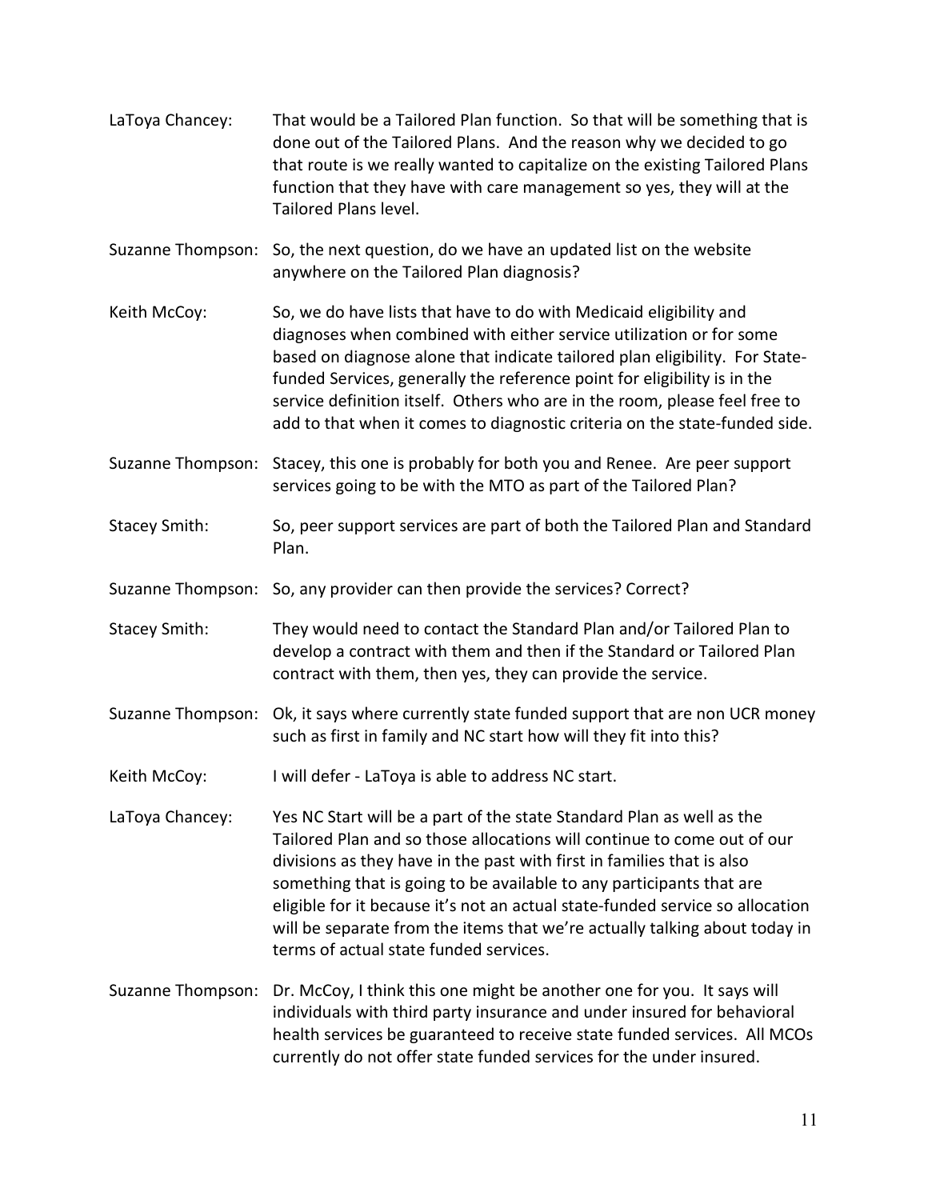LaToya Chancey: That would be a Tailored Plan function. So that will be something that is done out of the Tailored Plans. And the reason why we decided to go that route is we really wanted to capitalize on the existing Tailored Plans function that they have with care management so yes, they will at the Tailored Plans level.

Suzanne Thompson: So, the next question, do we have an updated list on the website anywhere on the Tailored Plan diagnosis?

Keith McCoy: So, we do have lists that have to do with Medicaid eligibility and diagnoses when combined with either service utilization or for some based on diagnose alone that indicate tailored plan eligibility. For State-funded Services, generally the reference point for eligibility is in the service definition itself. Others who are in the room, please feel free to add to that when it comes to diagnostic criteria on the state-funded side.

Suzanne Thompson: Stacey, this one is probably for both you and Renee. Are peer support services going to be with the MTO as part of the Tailored Plan?

Stacey Smith: So, peer support services are part of both the Tailored Plan and Standard Plan.

Suzanne Thompson: So, any provider can then provide the services? Correct?

Stacey Smith: They would need to contact the Standard Plan and/or Tailored Plan to develop a contract with them and then if the Standard or Tailored Plan contract with them, then yes, they can provide the service.

Suzanne Thompson: Ok, it says where currently state funded support that are non UCR money such as first in family and NC start how will they fit into this?

Keith McCoy: I will defer - LaToya is able to address NC start.

LaToya Chancey: Yes NC Start will be a part of the state Standard Plan as well as the Tailored Plan and so those allocations will continue to come out of our divisions as they have in the past with first in families that is also something that is going to be available to any participants that are eligible for it because it's not an actual state-funded service so allocation will be separate from the items that we're actually talking about today in terms of actual state funded services.

Suzanne Thompson: Dr. McCoy, I think this one might be another one for you. It says will individuals with third party insurance and under insured for behavioral health services be guaranteed to receive state funded services. All MCOs currently do not offer state funded services for the under insured.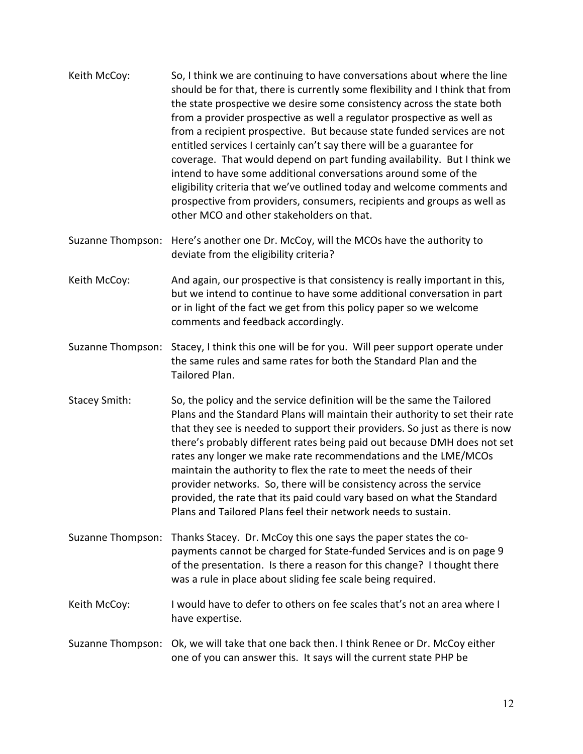Keith McCoy: So, I think we are continuing to have conversations about where the line should be for that, there is currently some flexibility and I think that from the state prospective we desire some consistency across the state both from a provider prospective as well a regulator prospective as well as from a recipient prospective. But because state funded services are not entitled services I certainly can't say there will be a guarantee for coverage. That would depend on part funding availability. But I think we intend to have some additional conversations around some of the eligibility criteria that we've outlined today and welcome comments and prospective from providers, consumers, recipients and groups as well as other MCO and other stakeholders on that.

Suzanne Thompson: Here's another one Dr. McCoy, will the MCOs have the authority to deviate from the eligibility criteria?

Keith McCoy: And again, our prospective is that consistency is really important in this, but we intend to continue to have some additional conversation in part or in light of the fact we get from this policy paper so we welcome comments and feedback accordingly.

Suzanne Thompson: Stacey, I think this one will be for you. Will peer support operate under the same rules and same rates for both the Standard Plan and the Tailored Plan.

Stacey Smith: So, the policy and the service definition will be the same the Tailored Plans and the Standard Plans will maintain their authority to set their rate that they see is needed to support their providers. So just as there is now there's probably different rates being paid out because DMH does not set rates any longer we make rate recommendations and the LME/MCOs maintain the authority to flex the rate to meet the needs of their provider networks. So, there will be consistency across the service provided, the rate that its paid could vary based on what the Standard Plans and Tailored Plans feel their network needs to sustain.

Suzanne Thompson: Thanks Stacey. Dr. McCoy this one says the paper states the co-payments cannot be charged for State-funded Services and is on page 9 of the presentation. Is there a reason for this change? I thought there was a rule in place about sliding fee scale being required.

Keith McCoy: I would have to defer to others on fee scales that's not an area where I have expertise.

Suzanne Thompson: Ok, we will take that one back then. I think Renee or Dr. McCoy either one of you can answer this. It says will the current state PHP be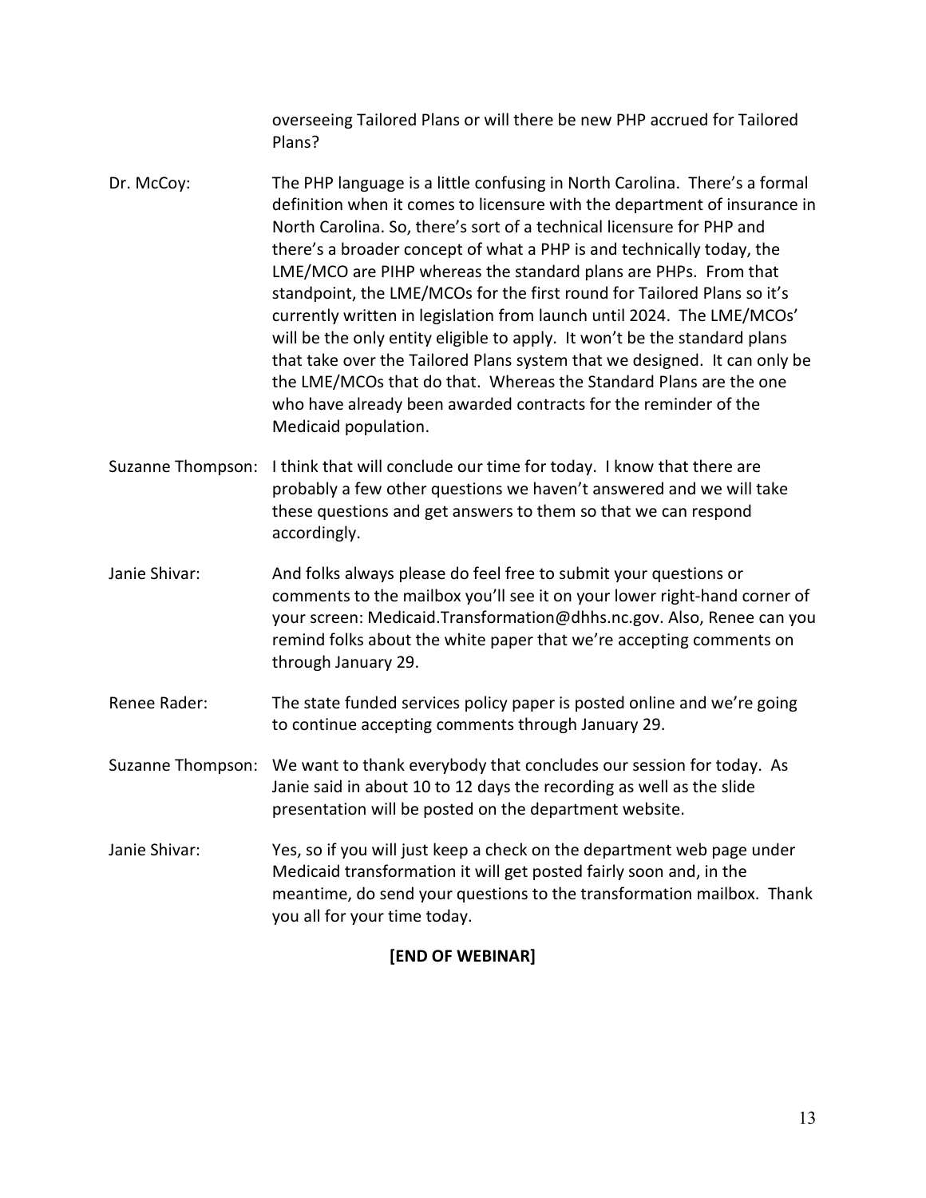overseeing Tailored Plans or will there be new PHP accrued for Tailored Plans?

Dr. McCoy: The PHP language is a little confusing in North Carolina. There's a formal definition when it comes to licensure with the department of insurance in North Carolina. So, there's sort of a technical licensure for PHP and there's a broader concept of what a PHP is and technically today, the LME/MCO are PIHP whereas the standard plans are PHPs. From that standpoint, the LME/MCOs for the first round for Tailored Plans so it's currently written in legislation from launch until 2024. The LME/MCOs' will be the only entity eligible to apply. It won't be the standard plans that take over the Tailored Plans system that we designed. It can only be the LME/MCOs that do that. Whereas the Standard Plans are the one who have already been awarded contracts for the reminder of the Medicaid population.

Suzanne Thompson: I think that will conclude our time for today. I know that there are probably a few other questions we haven't answered and we will take these questions and get answers to them so that we can respond accordingly.

Janie Shivar: And folks always please do feel free to submit your questions or comments to the mailbox you'll see it on your lower right-hand corner of your screen: Medicaid.Transformation@dhhs.nc.gov. Also, Renee can you remind folks about the white paper that we're accepting comments on through January 29.

Renee Rader: The state funded services policy paper is posted online and we're going to continue accepting comments through January 29.

Suzanne Thompson: We want to thank everybody that concludes our session for today. As Janie said in about 10 to 12 days the recording as well as the slide presentation will be posted on the department website.

Janie Shivar: Yes, so if you will just keep a check on the department web page under Medicaid transformation it will get posted fairly soon and, in the meantime, do send your questions to the transformation mailbox. Thank you all for your time today.

**[END OF WEBINAR]**